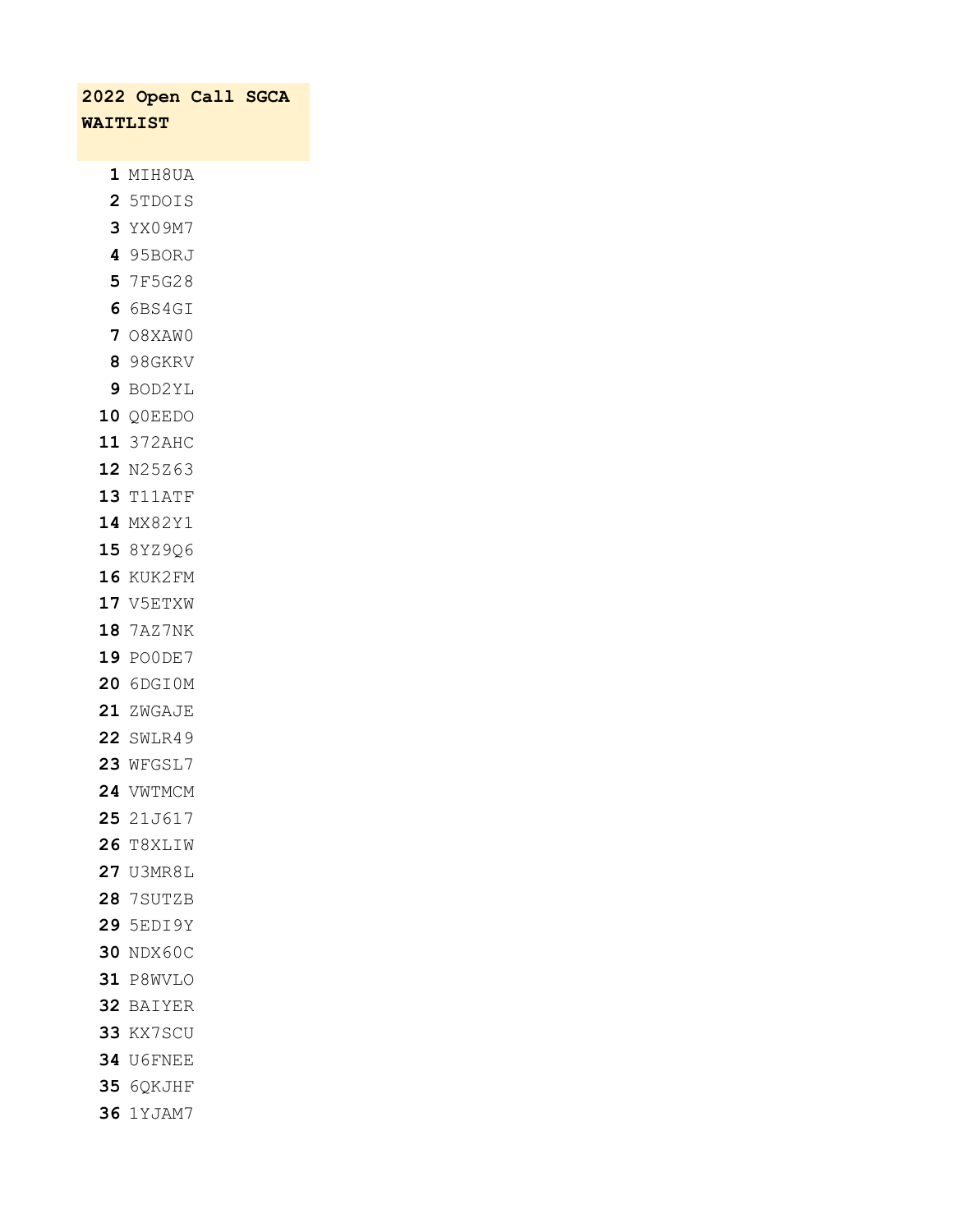**2022 Open Call SGCA WAITLIST**

| | |
|---|---|
| **1** | MIH8UA |
| **2** | 5TDOIS |
| **3** | YX09M7 |
| **4** | 95BORJ |
| **5** | 7F5G28 |
| **6** | 6BS4GI |
| **7** | O8XAW0 |
| **8** | 98GKRV |
| **9** | BOD2YL |
| **10** | Q0EEDO |
| **11** | 372AHC |
| **12** | N25Z63 |
| **13** | T11ATF |
| **14** | MX82Y1 |
| **15** | 8YZ9Q6 |
| **16** | KUK2FM |
| **17** | V5ETXW |
| **18** | 7AZ7NK |
| **19** | PO0DE7 |
| **20** | 6DGI0M |
| **21** | ZWGAJE |
| **22** | SWLR49 |
| **23** | WFGSL7 |
| **24** | VWTMCM |
| **25** | 21J617 |
| **26** | T8XLIW |
| **27** | U3MR8L |
| **28** | 7SUTZB |
| **29** | 5EDI9Y |
| **30** | NDX60C |
| **31** | P8WVLO |
| **32** | BAIYER |
| **33** | KX7SCU |
| **34** | U6FNEE |
| **35** | 6QKJHF |
| **36** | 1YJAM7 |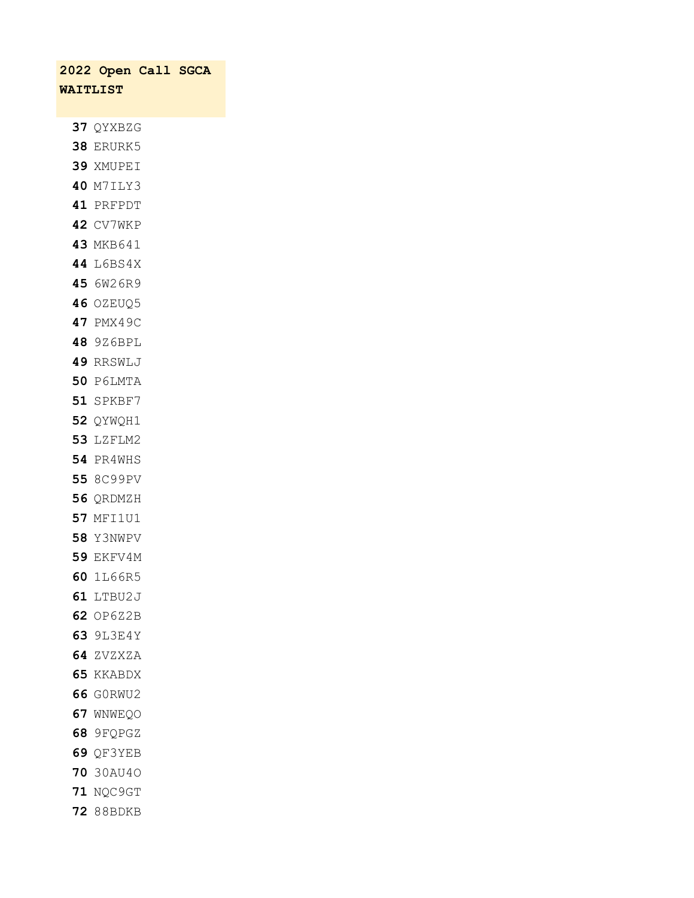**2022 Open Call SGCA WAITLIST**

**37** QYXBZG
**38** ERURK5
**39** XMUPEI
**40** M7ILY3
**41** PRFPDT
**42** CV7WKP
**43** MKB641
**44** L6BS4X
**45** 6W26R9
**46** OZEUQ5
**47** PMX49C
**48** 9Z6BPL
**49** RRSWLJ
**50** P6LMTA
**51** SPKBF7
**52** QYWQH1
**53** LZFLM2
**54** PR4WHS
**55** 8C99PV
**56** QRDMZH
**57** MFI1U1
**58** Y3NWPV
**59** EKFV4M
**60** 1L66R5
**61** LTBU2J
**62** OP6Z2B
**63** 9L3E4Y
**64** ZVZXZA
**65** KKABDX
**66** G0RWU2
**67** WNWEQO
**68** 9FQPGZ
**69** QF3YEB
**70** 30AU4O
**71** NQC9GT
**72** 88BDKB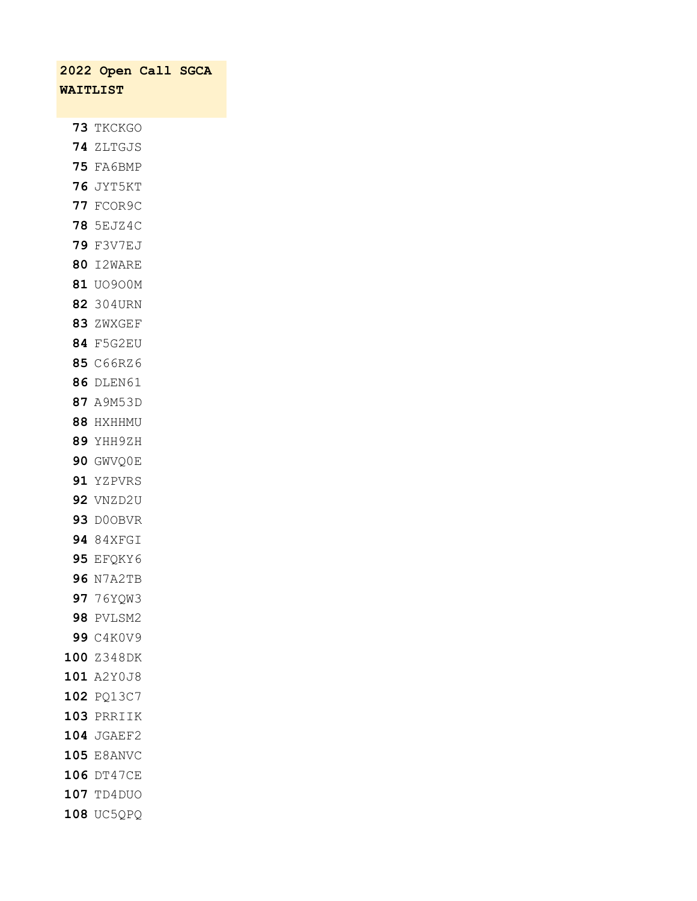**2022 Open Call SGCA WAITLIST**

| | |
|---|---|
| **73** | TKCKGO |
| **74** | ZLTGJS |
| **75** | FA6BMP |
| **76** | JYT5KT |
| **77** | FCOR9C |
| **78** | 5EJZ4C |
| **79** | F3V7EJ |
| **80** | I2WARE |
| **81** | UO9O0M |
| **82** | 304URN |
| **83** | ZWXGEF |
| **84** | F5G2EU |
| **85** | C66RZ6 |
| **86** | DLEN61 |
| **87** | A9M53D |
| **88** | HXHHMU |
| **89** | YHH9ZH |
| **90** | GWVQ0E |
| **91** | YZPVRS |
| **92** | VNZD2U |
| **93** | D0OBVR |
| **94** | 84XFGI |
| **95** | EFQKY6 |
| **96** | N7A2TB |
| **97** | 76YQW3 |
| **98** | PVLSM2 |
| **99** | C4K0V9 |
| **100** | Z348DK |
| **101** | A2Y0J8 |
| **102** | PQ13C7 |
| **103** | PRRIIK |
| **104** | JGAEF2 |
| **105** | E8ANVC |
| **106** | DT47CE |
| **107** | TD4DUO |
| **108** | UC5QPQ |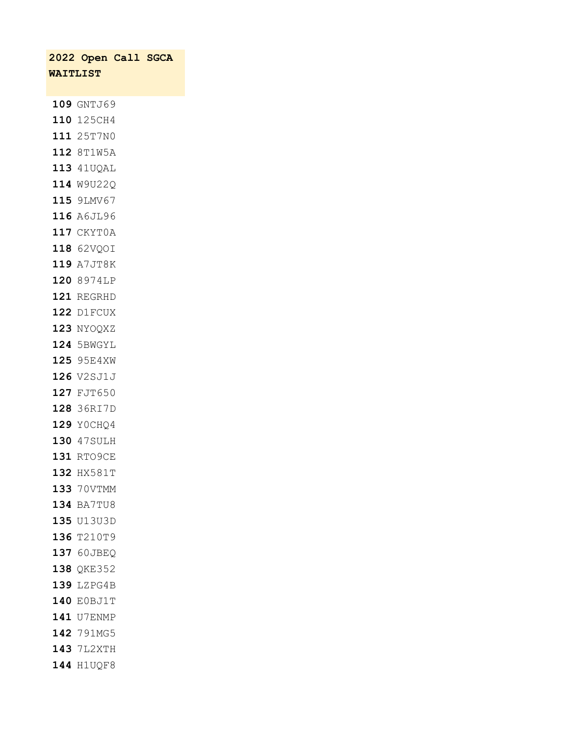**2022 Open Call SGCA WAITLIST**

| | |
|---|---|
| **109** | GNTJ69 |
| **110** | 125CH4 |
| **111** | 25T7N0 |
| **112** | 8T1W5A |
| **113** | 41UQAL |
| **114** | W9U22Q |
| **115** | 9LMV67 |
| **116** | A6JL96 |
| **117** | CKYT0A |
| **118** | 62VQOI |
| **119** | A7JT8K |
| **120** | 8974LP |
| **121** | REGRHD |
| **122** | D1FCUX |
| **123** | NYOQXZ |
| **124** | 5BWGYL |
| **125** | 95E4XW |
| **126** | V2SJ1J |
| **127** | FJT650 |
| **128** | 36RI7D |
| **129** | Y0CHQ4 |
| **130** | 47SULH |
| **131** | RTO9CE |
| **132** | HX581T |
| **133** | 70VTMM |
| **134** | BA7TU8 |
| **135** | U13U3D |
| **136** | T210T9 |
| **137** | 60JBEQ |
| **138** | QKE352 |
| **139** | LZPG4B |
| **140** | E0BJ1T |
| **141** | U7ENMP |
| **142** | 791MG5 |
| **143** | 7L2XTH |
| **144** | H1UQF8 |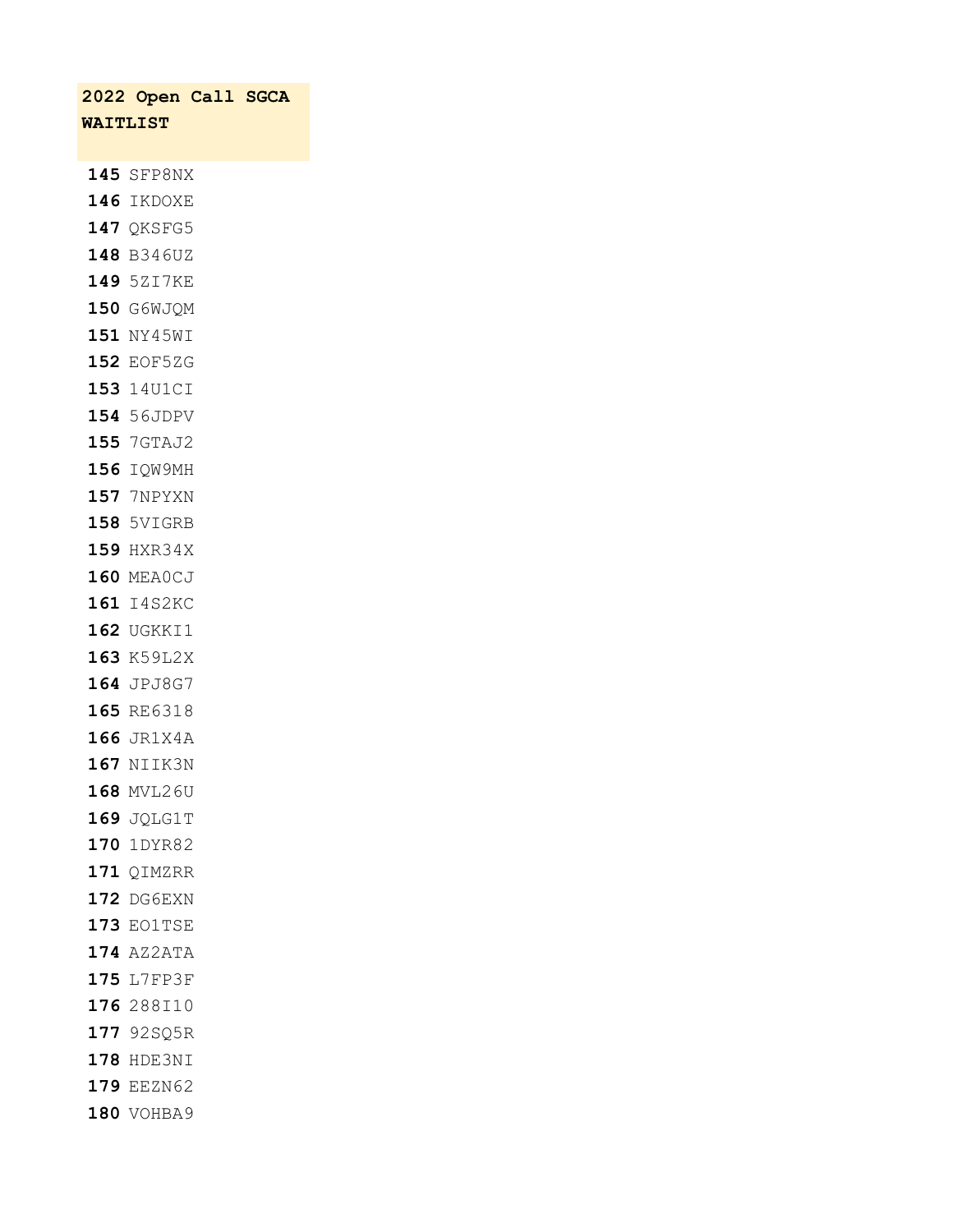**2022 Open Call SGCA WAITLIST**

**145** SFP8NX
**146** IKDOXE
**147** QKSFG5
**148** B346UZ
**149** 5ZI7KE
**150** G6WJQM
**151** NY45WI
**152** EOF5ZG
**153** 14U1CI
**154** 56JDPV
**155** 7GTAJ2
**156** IQW9MH
**157** 7NPYXN
**158** 5VIGRB
**159** HXR34X
**160** MEA0CJ
**161** I4S2KC
**162** UGKKI1
**163** K59L2X
**164** JPJ8G7
**165** RE6318
**166** JR1X4A
**167** NIIK3N
**168** MVL26U
**169** JQLG1T
**170** 1DYR82
**171** QIMZRR
**172** DG6EXN
**173** EO1TSE
**174** AZ2ATA
**175** L7FP3F
**176** 288I10
**177** 92SQ5R
**178** HDE3NI
**179** EEZN62
**180** VOHBA9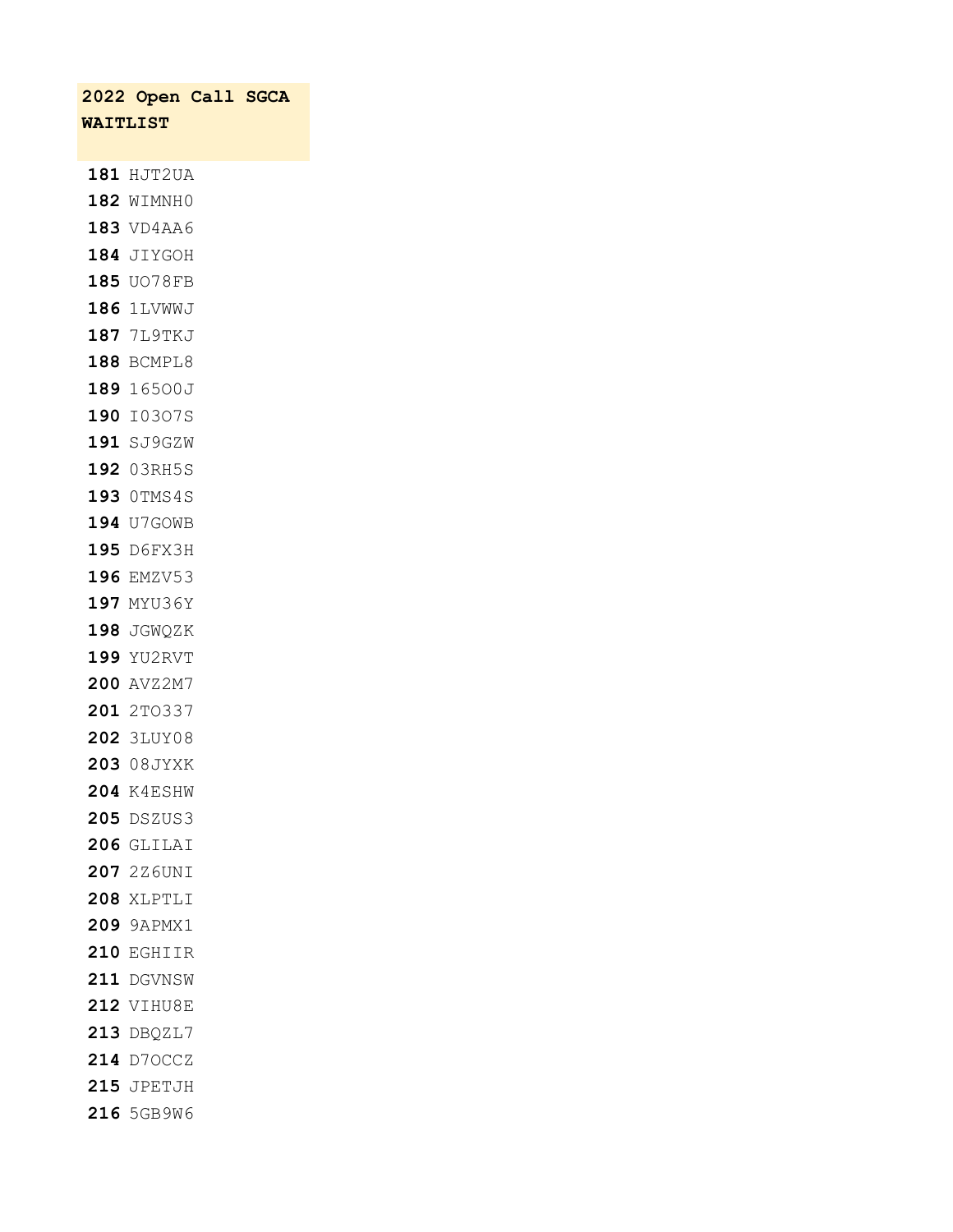**2022 Open Call SGCA WAITLIST**

**181** HJT2UA
**182** WIMNH0
**183** VD4AA6
**184** JIYGOH
**185** UO78FB
**186** 1LVWWJ
**187** 7L9TKJ
**188** BCMPL8
**189** 165O0J
**190** I03O7S
**191** SJ9GZW
**192** 03RH5S
**193** 0TMS4S
**194** U7GOWB
**195** D6FX3H
**196** EMZV53
**197** MYU36Y
**198** JGWQZK
**199** YU2RVT
**200** AVZ2M7
**201** 2TO337
**202** 3LUY08
**203** 08JYXK
**204** K4ESHW
**205** DSZUS3
**206** GLILAI
**207** 2Z6UNI
**208** XLPTLI
**209** 9APMX1
**210** EGHIIR
**211** DGVNSW
**212** VIHU8E
**213** DBQZL7
**214** D7OCCZ
**215** JPETJH
**216** 5GB9W6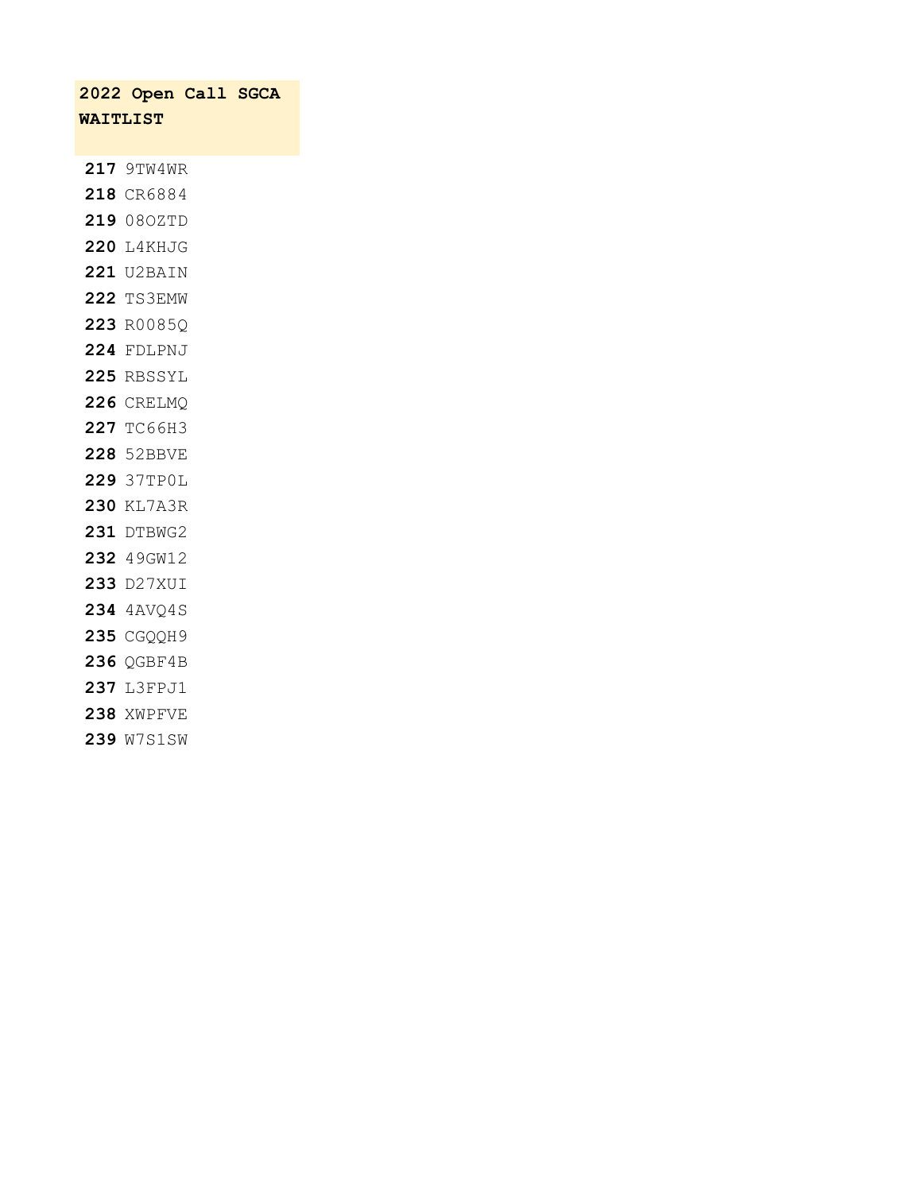**2022 Open Call SGCA WAITLIST**

| | |
|---|---|
| **217** | 9TW4WR |
| **218** | CR6884 |
| **219** | 08OZTD |
| **220** | L4KHJG |
| **221** | U2BAIN |
| **222** | TS3EMW |
| **223** | R0085Q |
| **224** | FDLPNJ |
| **225** | RBSSYL |
| **226** | CRELMQ |
| **227** | TC66H3 |
| **228** | 52BBVE |
| **229** | 37TP0L |
| **230** | KL7A3R |
| **231** | DTBWG2 |
| **232** | 49GW12 |
| **233** | D27XUI |
| **234** | 4AVQ4S |
| **235** | CGQQH9 |
| **236** | QGBF4B |
| **237** | L3FPJ1 |
| **238** | XWPFVE |
| **239** | W7S1SW |